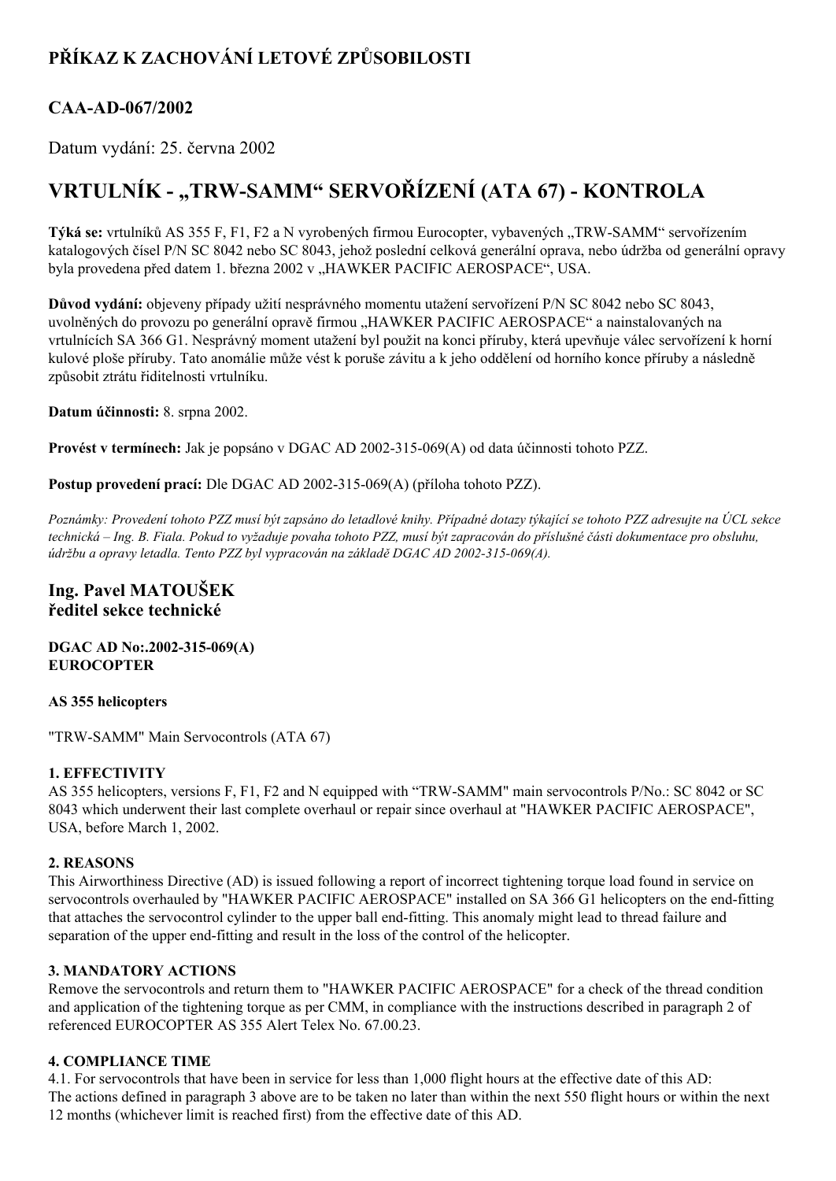# PŘÍKAZ K ZACHOVÁNÍ LETOVÉ ZPŮSOBILOSTI

## CAA-AD-067/2002

Datum vydání: 25. června 2002

# VRTULNÍK - „TRW-SAMM" SERVOŘÍZENÍ (ATA 67) - KONTROLA

**Týká se:** vrtulníků AS 355 F, F1, F2 a N vyrobených firmou Eurocopter, vybavených „TRW-SAMM" servořízením katalogových čísel P/N SC 8042 nebo SC 8043, jehož poslední celková generální oprava, nebo údržba od generální opravy byla provedena před datem 1. března 2002 v „HAWKER PACIFIC AEROSPACE", USA.

**Důvod vydání:** objeveny případy užití nesprávného momentu utažení servořízení P/N SC 8042 nebo SC 8043, uvolněných do provozu po generální opravě firmou „HAWKER PACIFIC AEROSPACE" a nainstalovaných na vrtulnících SA 366 G1. Nesprávný moment utažení byl použit na konci příruby, která upevňuje válec servořízení k horní kulové ploše příruby. Tato anomálie může vést k poruše závitu a k jeho oddělení od horního konce příruby a následně způsobit ztrátu řiditelnosti vrtulníku.

**Datum účinnosti:** 8. srpna 2002.

**Provést v termínech:** Jak je popsáno v DGAC AD 2002-315-069(A) od data účinnosti tohoto PZZ.

**Postup provedení prací:** Dle DGAC AD 2002-315-069(A) (příloha tohoto PZZ).

*Poznámky: Provedení tohoto PZZ musí být zapsáno do letadlové knihy. Případné dotazy týkající se tohoto PZZ adresujte na ÚCL sekce technická – Ing. B. Fiala. Pokud to vyžaduje povaha tohoto PZZ, musí být zapracován do příslušné části dokumentace pro obsluhu, údržbu a opravy letadla. Tento PZZ byl vypracován na základě DGAC AD 2002-315-069(A).*

### Ing. Pavel MATOUŠEK
### ředitel sekce technické

**DGAC AD No:.2002-315-069(A)**
**EUROCOPTER**

**AS 355 helicopters**

"TRW-SAMM" Main Servocontrols (ATA 67)

**1. EFFECTIVITY**

AS 355 helicopters, versions F, F1, F2 and N equipped with "TRW-SAMM" main servocontrols P/No.: SC 8042 or SC 8043 which underwent their last complete overhaul or repair since overhaul at "HAWKER PACIFIC AEROSPACE", USA, before March 1, 2002.

**2. REASONS**

This Airworthiness Directive (AD) is issued following a report of incorrect tightening torque load found in service on servocontrols overhauled by "HAWKER PACIFIC AEROSPACE" installed on SA 366 G1 helicopters on the end-fitting that attaches the servocontrol cylinder to the upper ball end-fitting. This anomaly might lead to thread failure and separation of the upper end-fitting and result in the loss of the control of the helicopter.

**3. MANDATORY ACTIONS**

Remove the servocontrols and return them to "HAWKER PACIFIC AEROSPACE" for a check of the thread condition and application of the tightening torque as per CMM, in compliance with the instructions described in paragraph 2 of referenced EUROCOPTER AS 355 Alert Telex No. 67.00.23.

**4. COMPLIANCE TIME**

4.1. For servocontrols that have been in service for less than 1,000 flight hours at the effective date of this AD:
The actions defined in paragraph 3 above are to be taken no later than within the next 550 flight hours or within the next 12 months (whichever limit is reached first) from the effective date of this AD.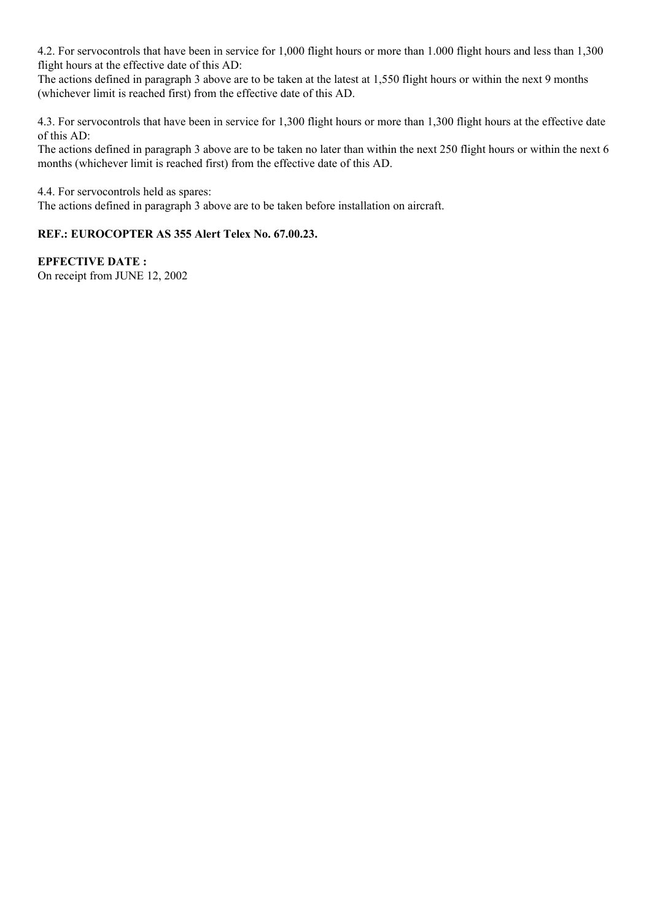4.2. For servocontrols that have been in service for 1,000 flight hours or more than 1.000 flight hours and less than 1,300 flight hours at the effective date of this AD:
The actions defined in paragraph 3 above are to be taken at the latest at 1,550 flight hours or within the next 9 months (whichever limit is reached first) from the effective date of this AD.

4.3. For servocontrols that have been in service for 1,300 flight hours or more than 1,300 flight hours at the effective date of this AD:
The actions defined in paragraph 3 above are to be taken no later than within the next 250 flight hours or within the next 6 months (whichever limit is reached first) from the effective date of this AD.

4.4. For servocontrols held as spares:
The actions defined in paragraph 3 above are to be taken before installation on aircraft.

**REF.: EUROCOPTER AS 355 Alert Telex No. 67.00.23.**

**EPFECTIVE DATE :**
On receipt from JUNE 12, 2002